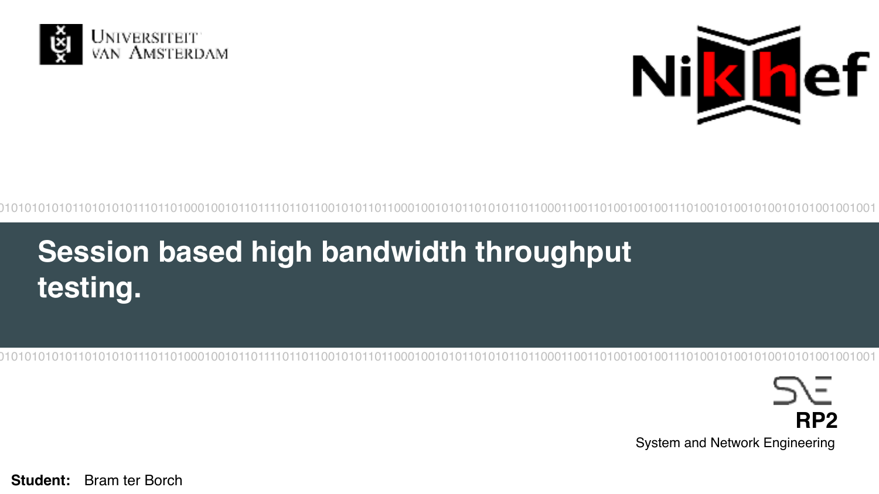Universiteit van Amsterdam

Nikhef

# Session based high bandwidth throughput testing.

RP2

System and Network Engineering

**Student:** Bram ter Borch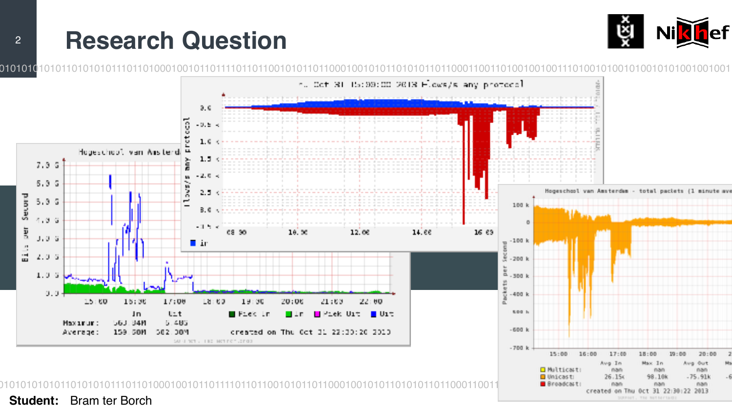# Research Question

**Student:** Bram ter Borch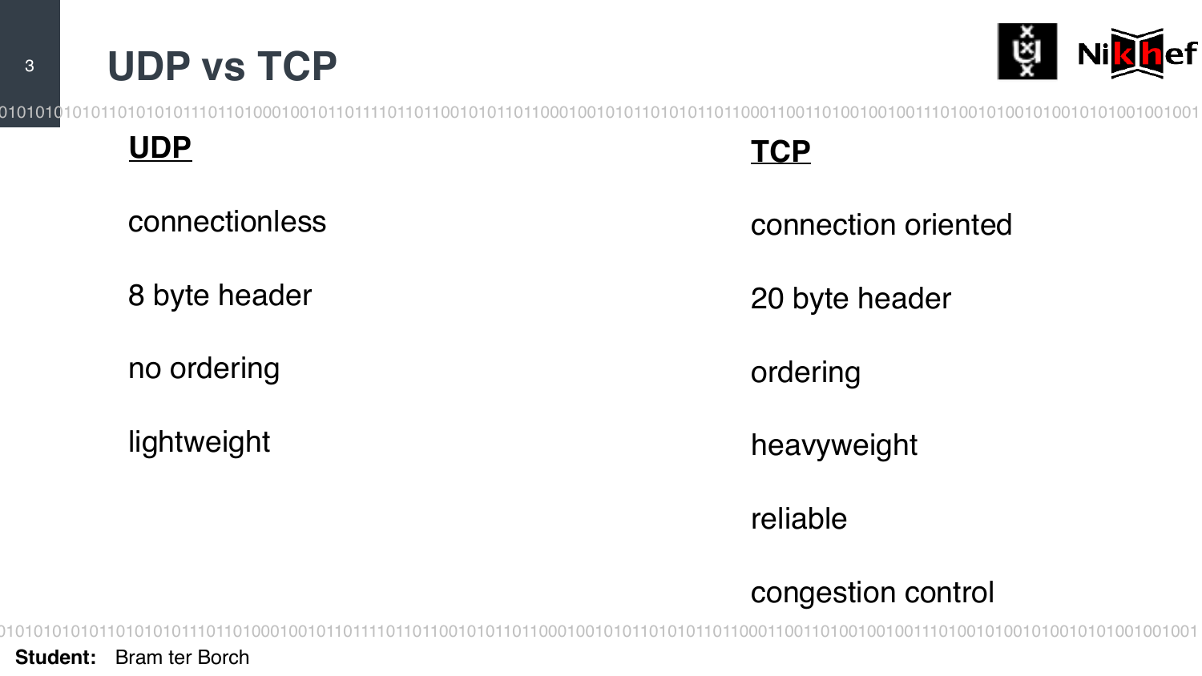# UDP vs TCP

| UDP | TCP |
| --- | --- |
| connectionless | connection oriented |
| 8 byte header | 20 byte header |
| no ordering | ordering |
| lightweight | heavyweight |
| | reliable |
| | congestion control |

**Student:** Bram ter Borch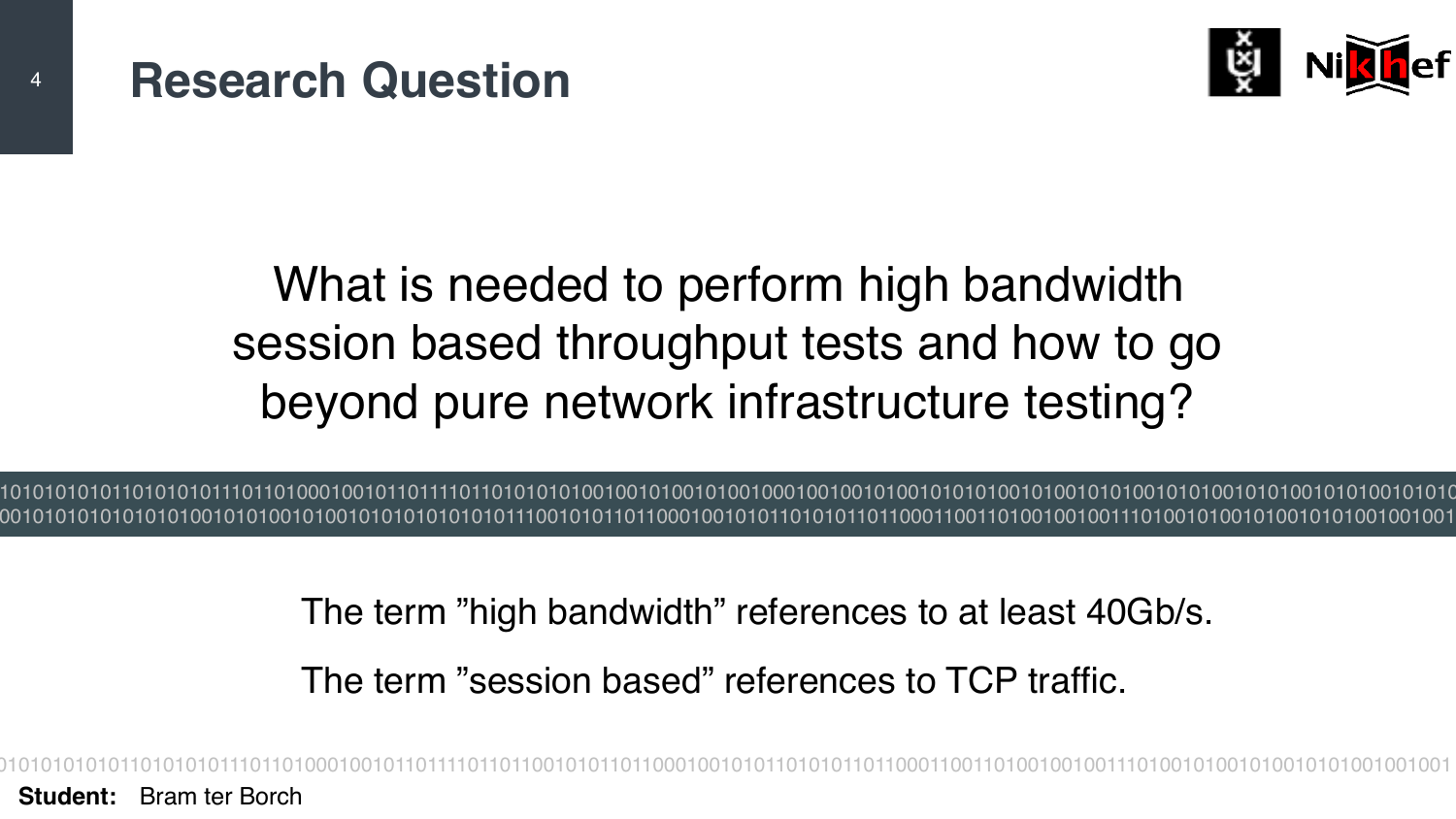# Research Question

What is needed to perform high bandwidth session based throughput tests and how to go beyond pure network infrastructure testing?

The term ”high bandwidth” references to at least 40Gb/s.

The term ”session based” references to TCP traffic.

**Student:** Bram ter Borch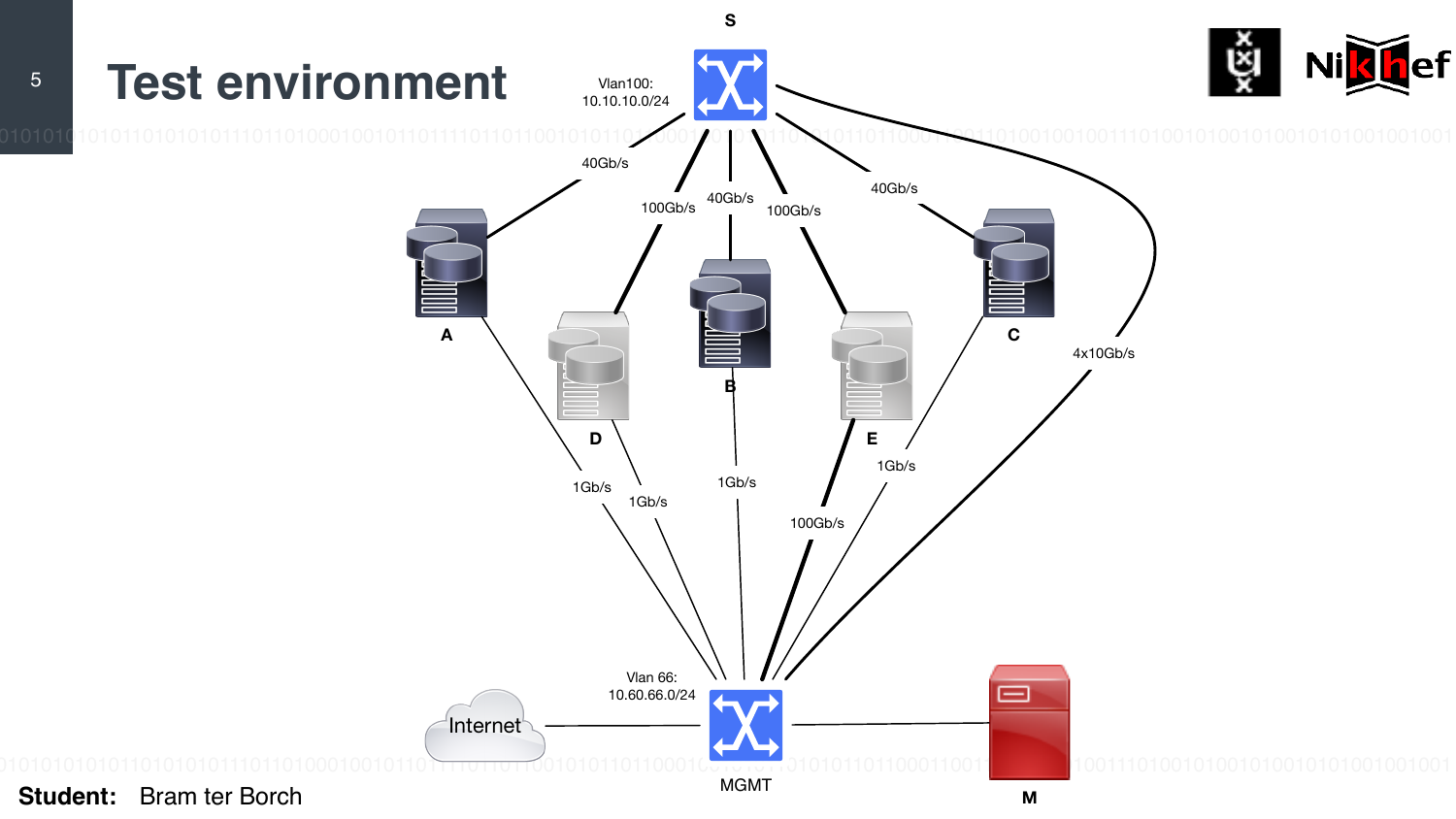# Test environment

S

Vlan100:
10.10.10.0/24

40Gb/s

100Gb/s

40Gb/s

100Gb/s

40Gb/s

A

D

B

E

C

4x10Gb/s

1Gb/s

1Gb/s

1Gb/s

100Gb/s

1Gb/s

Vlan 66:
10.60.66.0/24

Internet

MGMT

M

**Student:** Bram ter Borch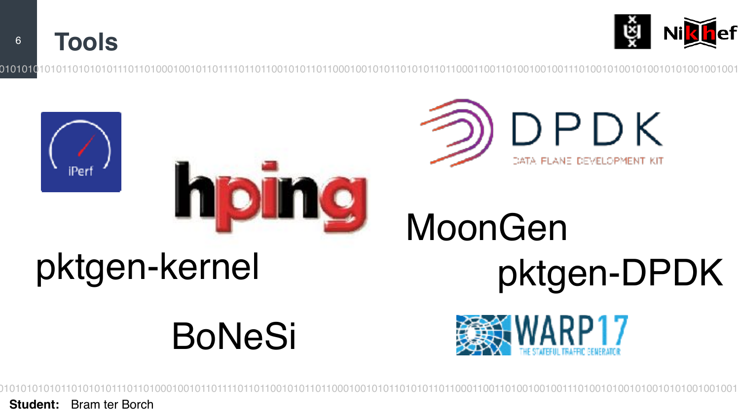# Tools

iPerf

hping

DPDK

DATA PLANE DEVELOPMENT KIT

MoonGen

pktgen-kernel

pktgen-DPDK

BoNeSi

WARP17

THE STATEFUL TRAFFIC GENERATOR

**Student:** Bram ter Borch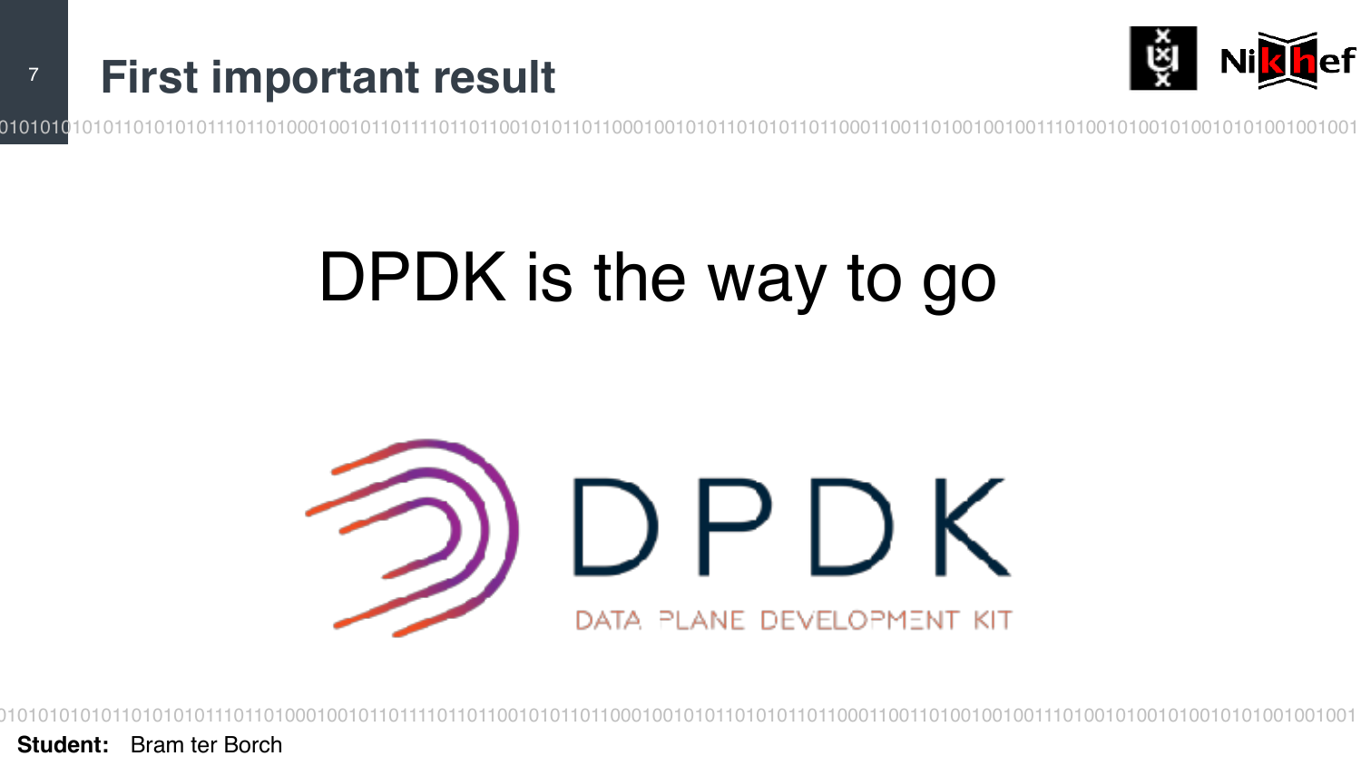# First important result

DPDK is the way to go

DPDK

DATA PLANE DEVELOPMENT KIT

**Student:** Bram ter Borch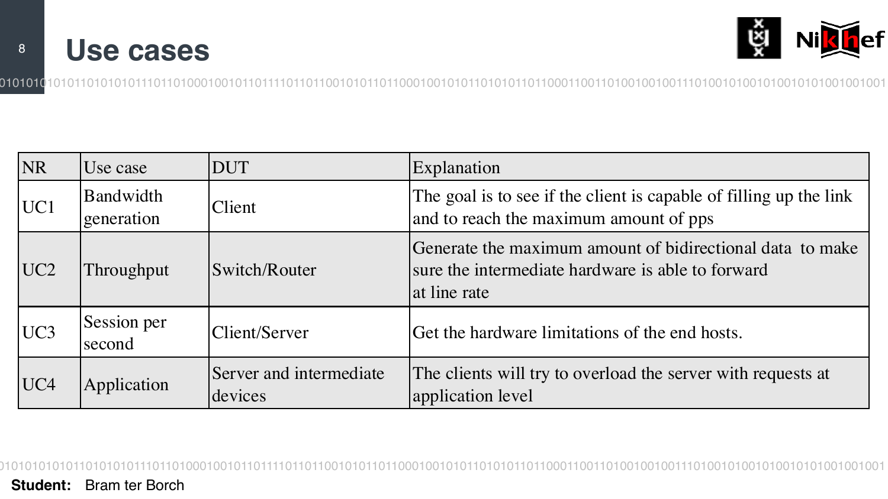# Use cases

| NR | Use case | DUT | Explanation |
|---|---|---|---|
| UC1 | Bandwidth generation | Client | The goal is to see if the client is capable of filling up the link and to reach the maximum amount of pps |
| UC2 | Throughput | Switch/Router | Generate the maximum amount of bidirectional data to make sure the intermediate hardware is able to forward at line rate |
| UC3 | Session per second | Client/Server | Get the hardware limitations of the end hosts. |
| UC4 | Application | Server and intermediate devices | The clients will try to overload the server with requests at application level |

**Student:** Bram ter Borch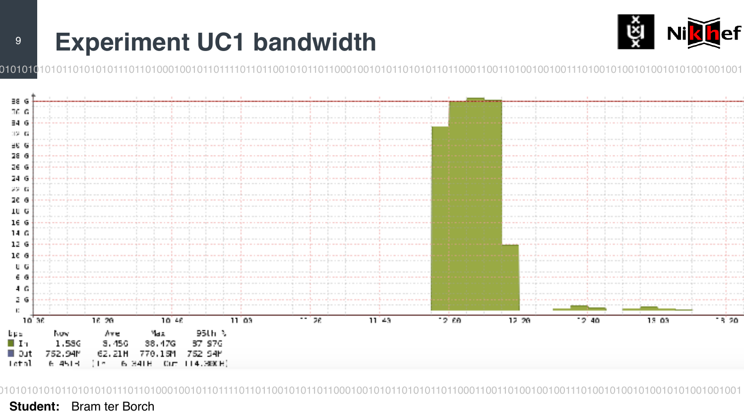# Experiment UC1 bandwidth

| bps | Now | Ave | Max | 95th % |
| --- | --- | --- | --- | --- |
| In | 1.58G | 9.45G | 38.47G | 37.97G |
| Out | 752.94M | 62.21M | 770.15M | 752.54M |

**Student:** Bram ter Borch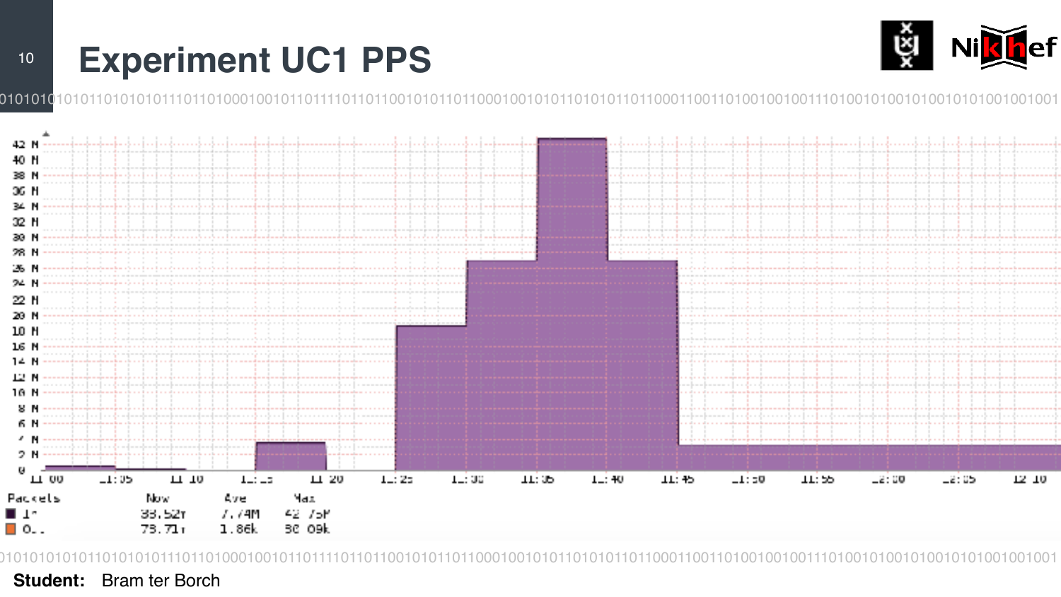# Experiment UC1 PPS

| Packets | Now | Ave | Max |
| --- | --- | --- | --- |
| In | 33.52M | 7.74M | 42.75M |
| Out | 73.71 | 1.86k | 50.09k |

**Student:** Bram ter Borch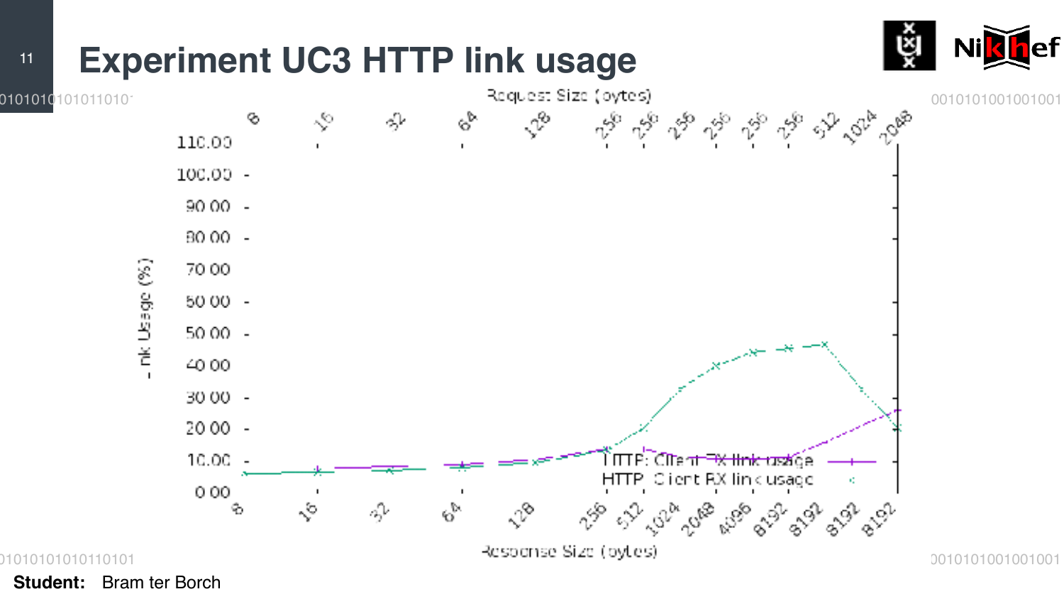# Experiment UC3 HTTP link usage

Request Size (bytes)

8 16 32 64 128 256 256 256 256 256 256 512 1024 2048

Link Usage (%)

110.00 100.00 90.00 80.00 70.00 60.00 50.00 40.00 30.00 20.00 10.00 0.00

HTTP: Client TX link usage

HTTP: Client RX link usage

8 16 32 64 128 256 512 1024 2048 4096 8192 8192 8192 8192

Response Size (bytes)

**Student:** Bram ter Borch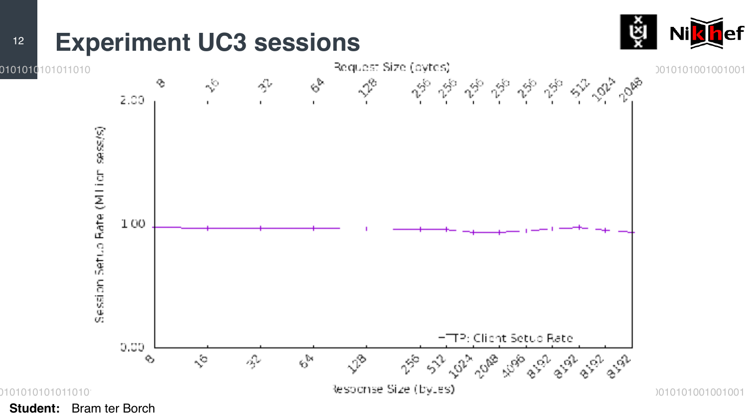# Experiment UC3 sessions

Request Size (bytes): 8, 16, 32, 64, 128, 256, 256, 256, 256, 256, 256, 512, 1024, 2048

Session Setup Rate (Million sess/s): 0.00, 1.00, 2.00

TP: Client Setup Rate

Response Size (bytes): 8, 16, 32, 64, 128, 256, 512, 1024, 2048, 4096, 8192, 8192, 8192, 8192

**Student:** Bram ter Borch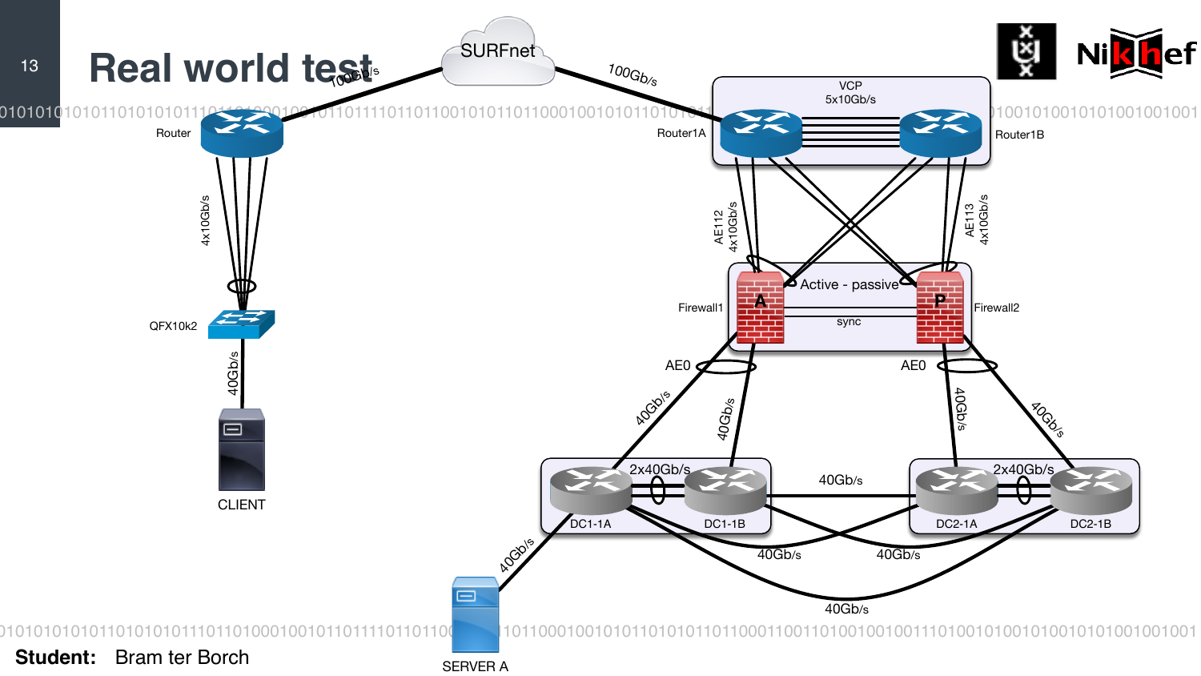# Real world test

SURFnet

100Gb/s

100Gb/s

Router

4x10Gb/s

QFX10k2

40Gb/s

CLIENT

VCP
5x10Gb/s

Router1A

Router1B

AE112
4x10Gb/s

AE113
4x10Gb/s

Active - passive

sync

Firewall1

Firewall2

A

P

AE0

AE0

40Gb/s

40Gb/s

40Gb/s

40Gb/s

2x40Gb/s

2x40Gb/s

40Gb/s

DC1-1A

DC1-1B

DC2-1A

DC2-1B

40Gb/s

40Gb/s

40Gb/s

40Gb/s

SERVER A

**Student:** Bram ter Borch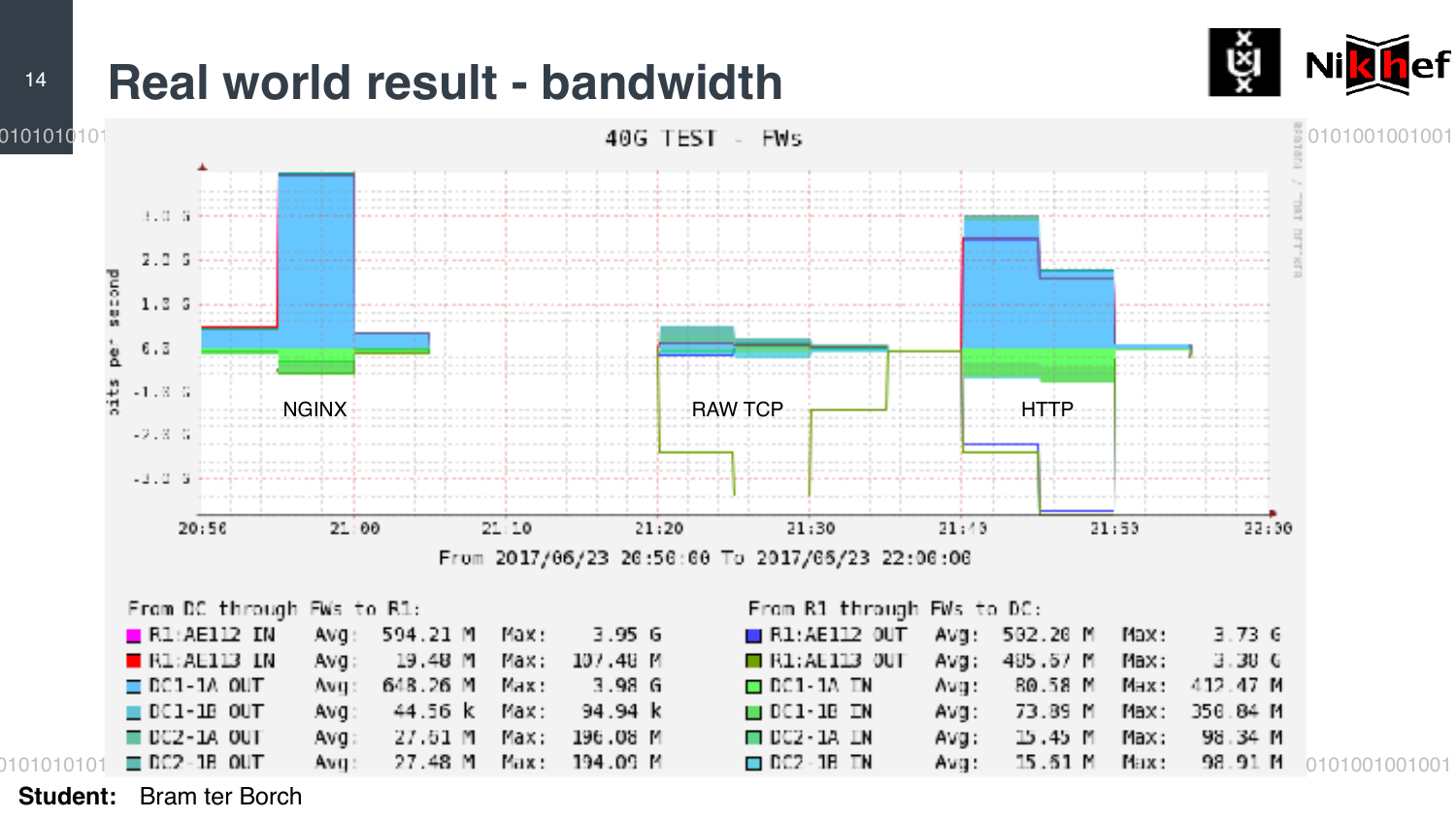# Real world result - bandwidth

40G TEST - FWs

NGINX

RAW TCP

HTTP

From 2017/06/23 20:50:00 To 2017/06/23 22:00:00

| From DC through FWs to R1: | | | | |
|---|---|---|---|---|
| R1:AE112 IN | Avg: | 594.21 M | Max: | 3.95 G |
| R1:AE113 IN | Avg: | 19.48 M | Max: | 107.48 M |
| DC1-1A OUT | Avg: | 648.26 M | Max: | 3.98 G |
| DC1-1B OUT | Avg: | 44.56 k | Max: | 94.94 k |
| DC2-1A OUT | Avg: | 27.61 M | Max: | 196.08 M |
| DC2-1B OUT | Avg: | 27.48 M | Max: | 194.09 M |

| From R1 through FWs to DC: | | | | |
|---|---|---|---|---|
| R1:AE112 OUT | Avg: | 502.20 M | Max: | 3.73 G |
| R1:AE113 OUT | Avg: | 485.57 M | Max: | 3.30 G |
| DC1-1A IN | Avg: | 80.58 M | Max: | 412.47 M |
| DC1-1B IN | Avg: | 73.89 M | Max: | 350.84 M |
| DC2-1A IN | Avg: | 15.45 M | Max: | 98.34 M |
| DC2-1B IN | Avg: | 15.61 M | Max: | 98.91 M |

**Student:** Bram ter Borch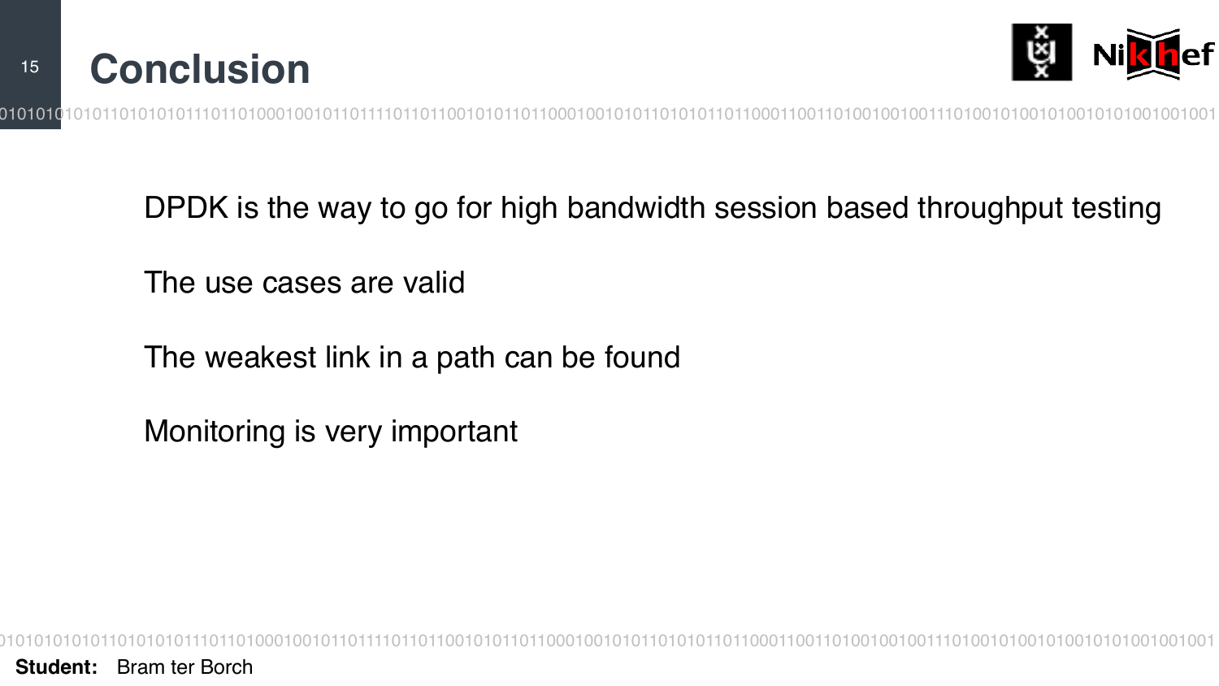# Conclusion

DPDK is the way to go for high bandwidth session based throughput testing

The use cases are valid

The weakest link in a path can be found

Monitoring is very important

**Student:** Bram ter Borch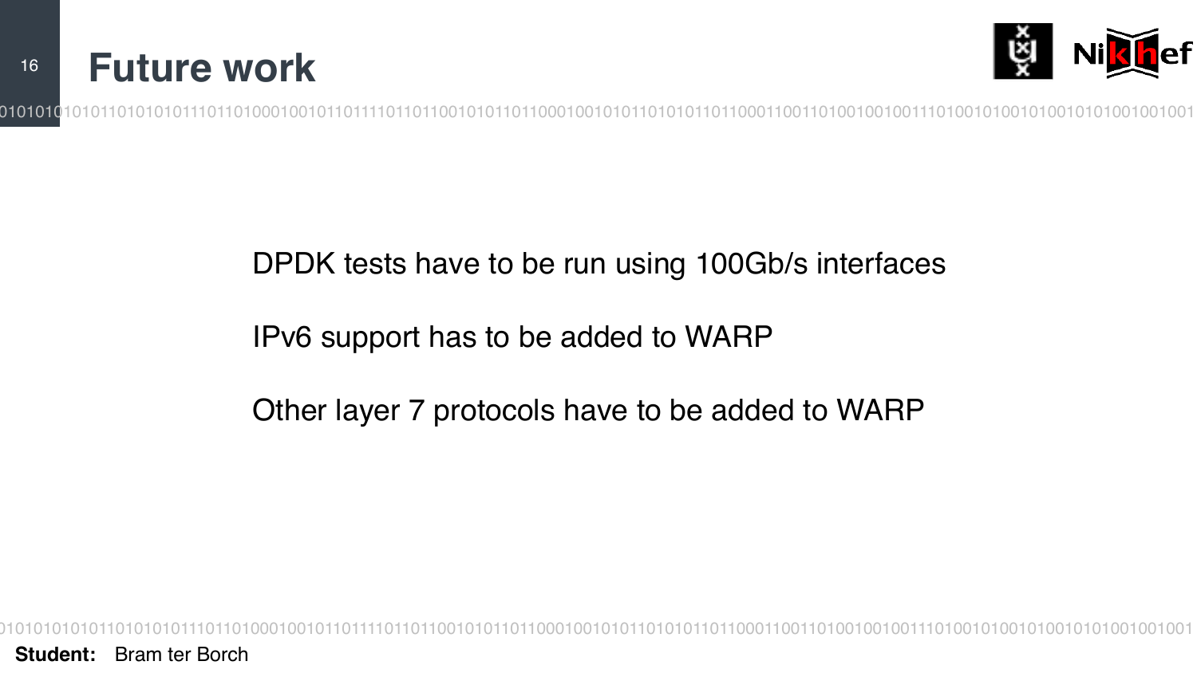# Future work

DPDK tests have to be run using 100Gb/s interfaces

IPv6 support has to be added to WARP

Other layer 7 protocols have to be added to WARP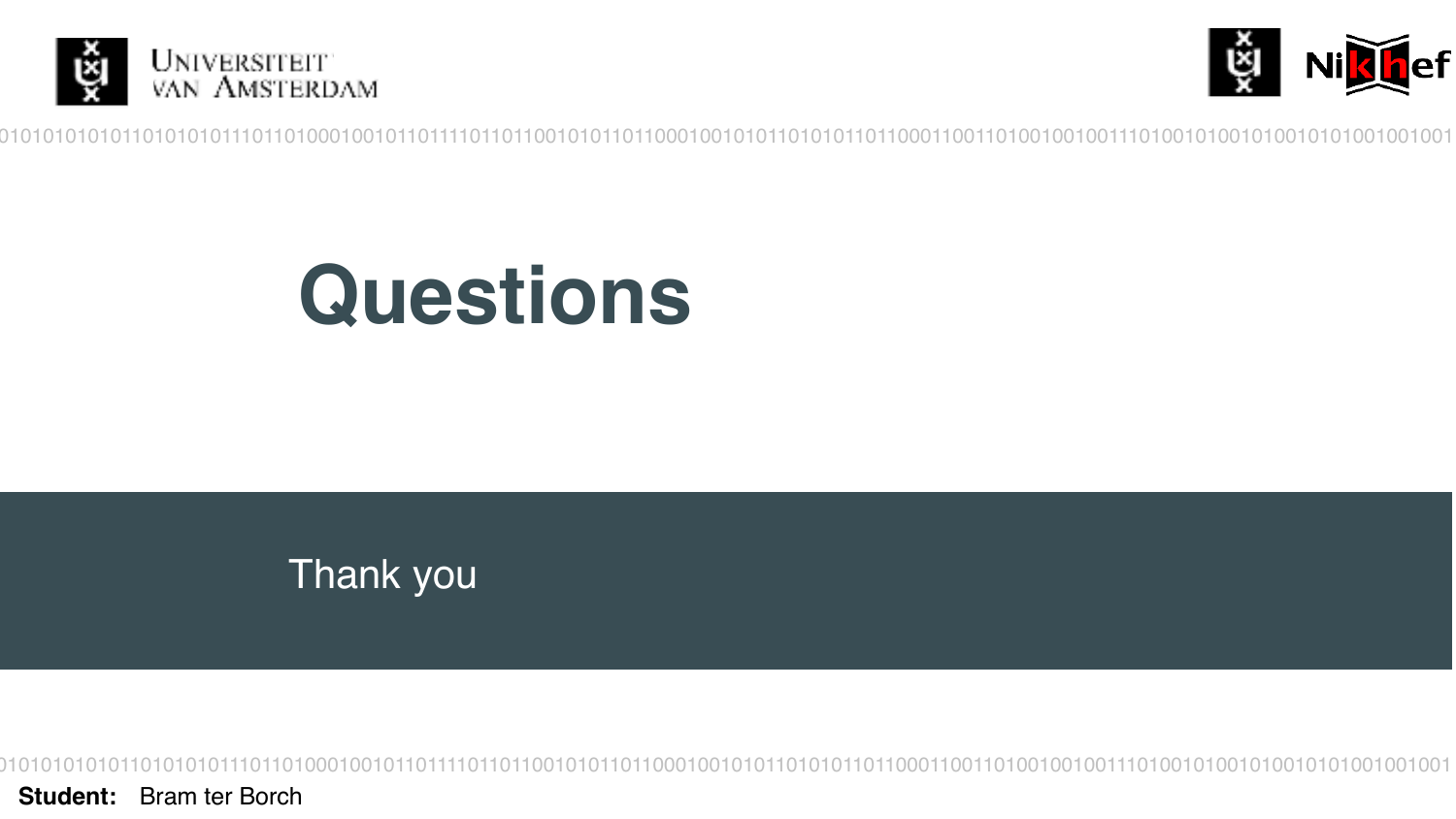# Questions

Thank you

**Student:** Bram ter Borch